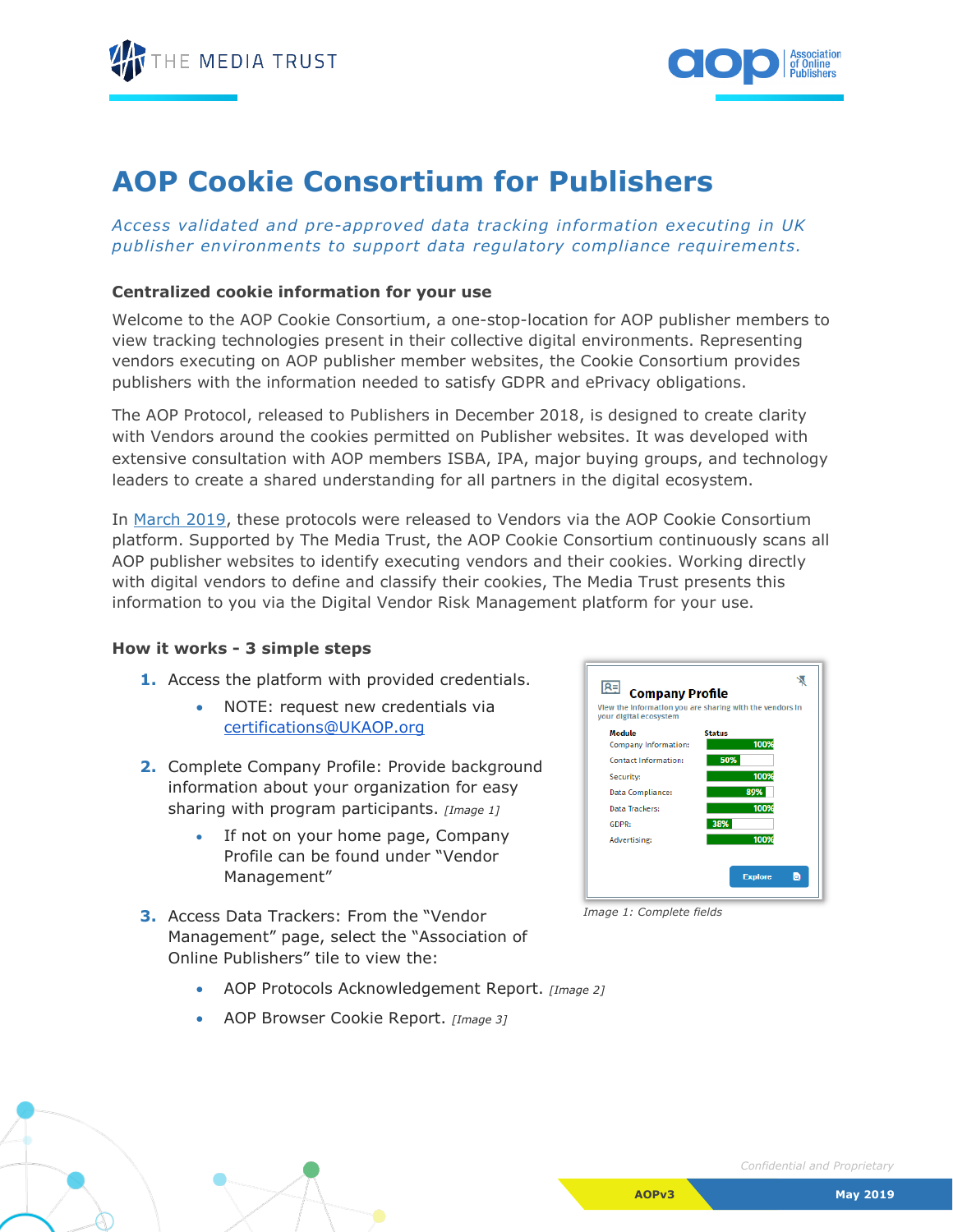# AOP Cookie Consortium for Publishers

*Access validated and pre-approved data tracking information executing in UK publisher environments to support data regulatory compliance requirements.*

**Centralized cookie information for your use**

Welcome to the AOP Cookie Consortium, a one-stop-location for AOP publisher members to view tracking technologies present in their collective digital environments. Representing vendors executing on AOP publisher member websites, the Cookie Consortium provides publishers with the information needed to satisfy GDPR and ePrivacy obligations.

The AOP Protocol, released to Publishers in December 2018, is designed to create clarity with Vendors around the cookies permitted on Publisher websites. It was developed with extensive consultation with AOP members ISBA, IPA, major buying groups, and technology leaders to create a shared understanding for all partners in the digital ecosystem.

In March 2019, these protocols were released to Vendors via the AOP Cookie Consortium platform. Supported by The Media Trust, the AOP Cookie Consortium continuously scans all AOP publisher websites to identify executing vendors and their cookies. Working directly with digital vendors to define and classify their cookies, The Media Trust presents this information to you via the Digital Vendor Risk Management platform for your use.

**How it works - 3 simple steps**

1. Access the platform with provided credentials.
   - NOTE: request new credentials via certifications@UKAOP.org
2. Complete Company Profile: Provide background information about your organization for easy sharing with program participants. *[Image 1]*
   - If not on your home page, Company Profile can be found under "Vendor Management"
3. Access Data Trackers: From the "Vendor Management" page, select the "Association of Online Publishers" tile to view the:
   - AOP Protocols Acknowledgement Report. *[Image 2]*
   - AOP Browser Cookie Report. *[Image 3]*

**Company Profile**

View the information you are sharing with the vendors in your digital ecosystem

| Module | Status |
|---|---|
| Company Information: | 100% |
| Contact Information: | 50% |
| Security: | 100% |
| Data Compliance: | 89% |
| Data Trackers: | 100% |
| GDPR: | 38% |
| Advertising: | 100% |

Explore

*Image 1: Complete fields*

*Confidential and Proprietary*

AOPv3 May 2019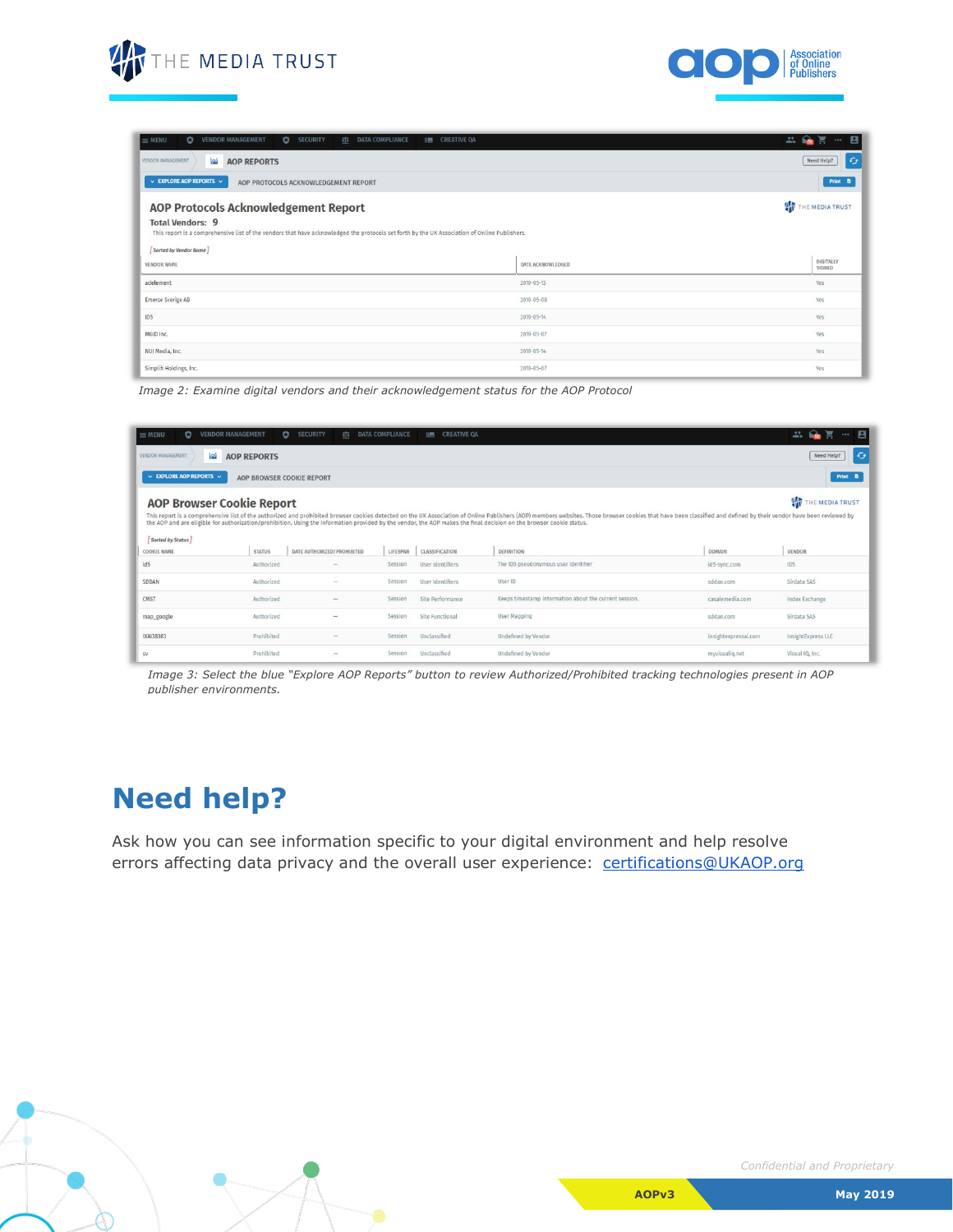Image 2: Examine digital vendors and their acknowledgement status for the AOP Protocol

Image 3: Select the blue "Explore AOP Reports" button to review Authorized/Prohibited tracking technologies present in AOP publisher environments.

# Need help?

Ask how you can see information specific to your digital environment and help resolve errors affecting data privacy and the overall user experience: [certifications@UKAOP.org](mailto:certifications@UKAOP.org)

*Confidential and Proprietary*

**AOPv3** **May 2019**